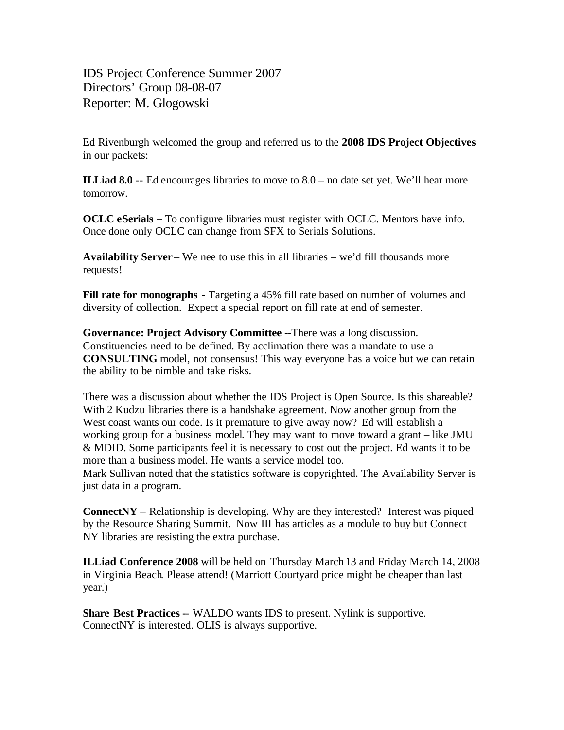IDS Project Conference Summer 2007
Directors' Group 08-08-07
Reporter: M. Glogowski

Ed Rivenburgh welcomed the group and referred us to the **2008 IDS Project Objectives** in our packets:

**ILLiad 8.0** -- Ed encourages libraries to move to 8.0 – no date set yet. We'll hear more tomorrow.

**OCLC eSerials** – To configure libraries must register with OCLC. Mentors have info. Once done only OCLC can change from SFX to Serials Solutions.

**Availability Server** – We nee to use this in all libraries – we'd fill thousands more requests!

**Fill rate for monographs** - Targeting a 45% fill rate based on number of volumes and diversity of collection. Expect a special report on fill rate at end of semester.

**Governance: Project Advisory Committee** --There was a long discussion. Constituencies need to be defined. By acclimation there was a mandate to use a **CONSULTING** model, not consensus! This way everyone has a voice but we can retain the ability to be nimble and take risks.

There was a discussion about whether the IDS Project is Open Source. Is this shareable? With 2 Kudzu libraries there is a handshake agreement. Now another group from the West coast wants our code. Is it premature to give away now? Ed will establish a working group for a business model. They may want to move toward a grant – like JMU & MDID. Some participants feel it is necessary to cost out the project. Ed wants it to be more than a business model. He wants a service model too.
Mark Sullivan noted that the statistics software is copyrighted. The Availability Server is just data in a program.

**ConnectNY** – Relationship is developing. Why are they interested? Interest was piqued by the Resource Sharing Summit. Now III has articles as a module to buy but Connect NY libraries are resisting the extra purchase.

**ILLiad Conference 2008** will be held on Thursday March 13 and Friday March 14, 2008 in Virginia Beach. Please attend! (Marriott Courtyard price might be cheaper than last year.)

**Share Best Practices** -- WALDO wants IDS to present. Nylink is supportive. ConnectNY is interested. OLIS is always supportive.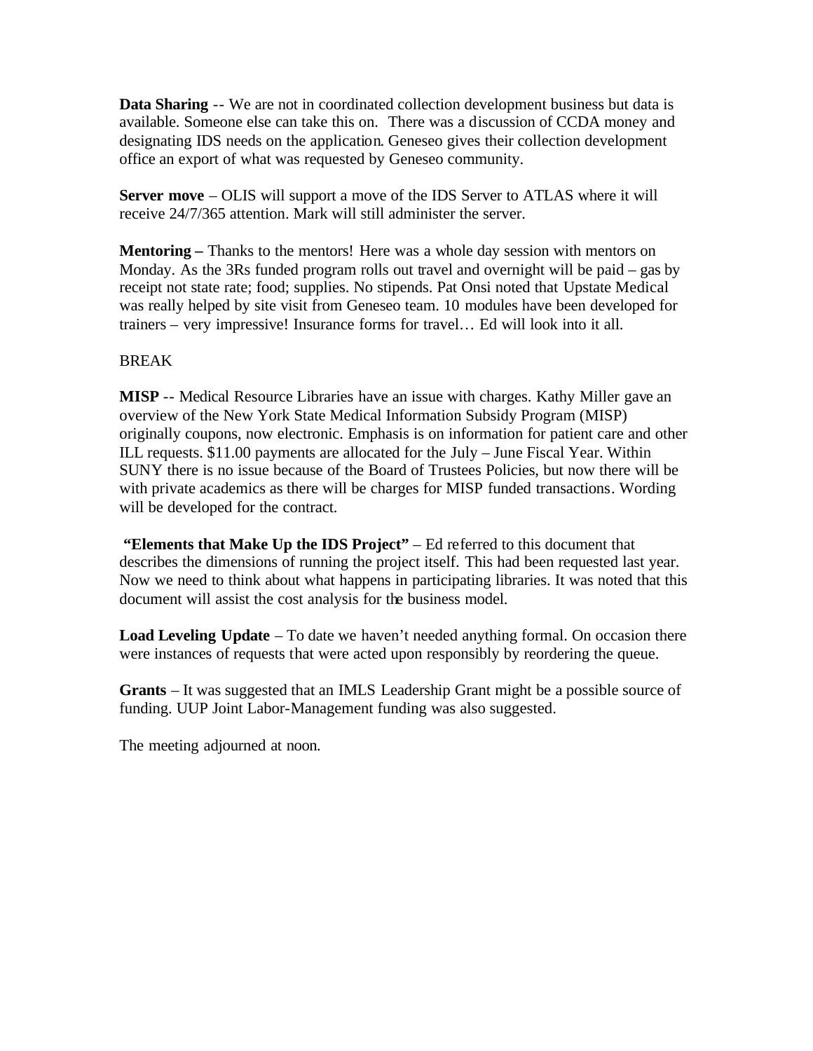**Data Sharing** -- We are not in coordinated collection development business but data is available. Someone else can take this on. There was a discussion of CCDA money and designating IDS needs on the application. Geneseo gives their collection development office an export of what was requested by Geneseo community.

**Server move** – OLIS will support a move of the IDS Server to ATLAS where it will receive 24/7/365 attention. Mark will still administer the server.

**Mentoring –** Thanks to the mentors! Here was a whole day session with mentors on Monday. As the 3Rs funded program rolls out travel and overnight will be paid – gas by receipt not state rate; food; supplies. No stipends. Pat Onsi noted that Upstate Medical was really helped by site visit from Geneseo team. 10 modules have been developed for trainers – very impressive! Insurance forms for travel… Ed will look into it all.

BREAK

**MISP** -- Medical Resource Libraries have an issue with charges. Kathy Miller gave an overview of the New York State Medical Information Subsidy Program (MISP) originally coupons, now electronic. Emphasis is on information for patient care and other ILL requests. $11.00 payments are allocated for the July – June Fiscal Year. Within SUNY there is no issue because of the Board of Trustees Policies, but now there will be with private academics as there will be charges for MISP funded transactions. Wording will be developed for the contract.

**"Elements that Make Up the IDS Project"** – Ed referred to this document that describes the dimensions of running the project itself. This had been requested last year. Now we need to think about what happens in participating libraries. It was noted that this document will assist the cost analysis for the business model.

**Load Leveling Update** – To date we haven't needed anything formal. On occasion there were instances of requests that were acted upon responsibly by reordering the queue.

**Grants** – It was suggested that an IMLS Leadership Grant might be a possible source of funding. UUP Joint Labor-Management funding was also suggested.

The meeting adjourned at noon.